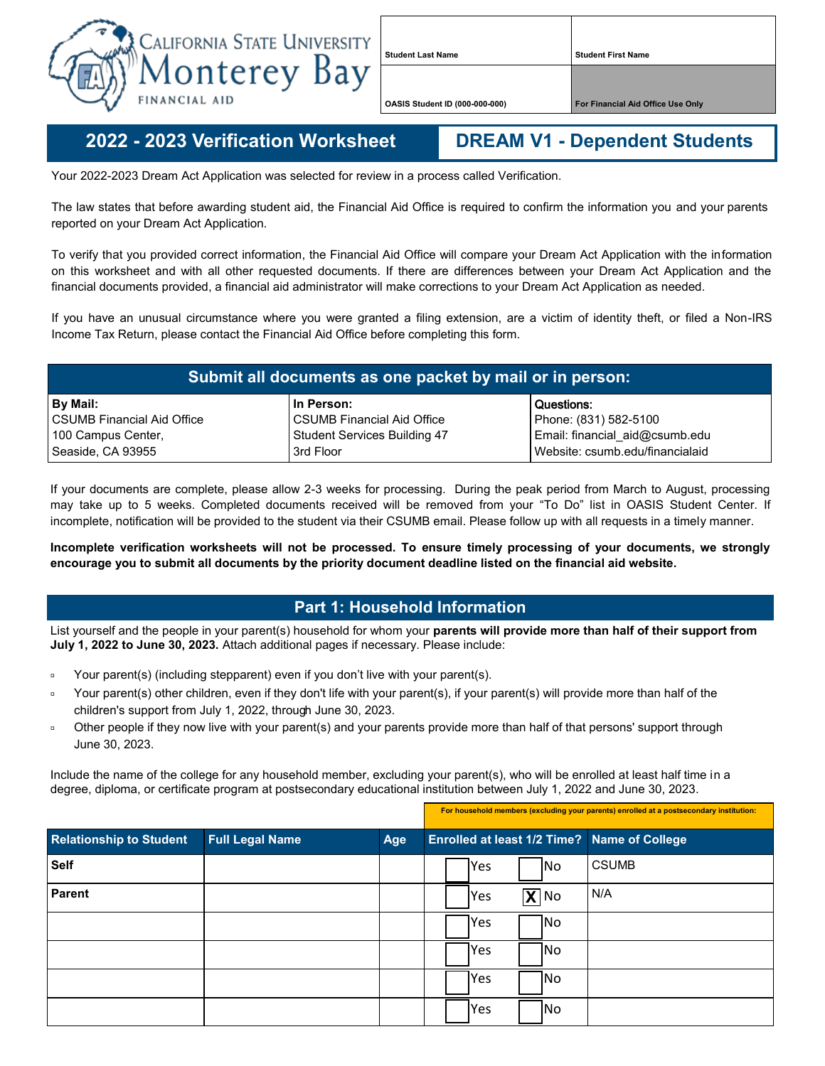CALIFORNIA STATE UNIVERSITY
Monterey Bay
FINANCIAL AID

| Student Last Name | Student First Name |
|---|---|
| OASIS Student ID (000-000-000) | For Financial Aid Office Use Only |

# 2022 - 2023 Verification Worksheet

## DREAM V1 - Dependent Students

Your 2022-2023 Dream Act Application was selected for review in a process called Verification.

The law states that before awarding student aid, the Financial Aid Office is required to confirm the information you and your parents reported on your Dream Act Application.

To verify that you provided correct information, the Financial Aid Office will compare your Dream Act Application with the information on this worksheet and with all other requested documents. If there are differences between your Dream Act Application and the financial documents provided, a financial aid administrator will make corrections to your Dream Act Application as needed.

If you have an unusual circumstance where you were granted a filing extension, are a victim of identity theft, or filed a Non-IRS Income Tax Return, please contact the Financial Aid Office before completing this form.

## Submit all documents as one packet by mail or in person:

| By Mail: | In Person: | Questions: |
|---|---|---|
| CSUMB Financial Aid Office | CSUMB Financial Aid Office | Phone: (831) 582-5100 |
| 100 Campus Center, | Student Services Building 47 | Email: financial_aid@csumb.edu |
| Seaside, CA 93955 | 3rd Floor | Website: csumb.edu/financialaid |

If your documents are complete, please allow 2-3 weeks for processing. During the peak period from March to August, processing may take up to 5 weeks. Completed documents received will be removed from your "To Do" list in OASIS Student Center. If incomplete, notification will be provided to the student via their CSUMB email. Please follow up with all requests in a timely manner.

**Incomplete verification worksheets will not be processed. To ensure timely processing of your documents, we strongly encourage you to submit all documents by the priority document deadline listed on the financial aid website.**

## Part 1: Household Information

List yourself and the people in your parent(s) household for whom your **parents will provide more than half of their support from July 1, 2022 to June 30, 2023.** Attach additional pages if necessary. Please include:

- Your parent(s) (including stepparent) even if you don't live with your parent(s).
- Your parent(s) other children, even if they don't life with your parent(s), if your parent(s) will provide more than half of the children's support from July 1, 2022, through June 30, 2023.
- Other people if they now live with your parent(s) and your parents provide more than half of that persons' support through June 30, 2023.

Include the name of the college for any household member, excluding your parent(s), who will be enrolled at least half time in a degree, diploma, or certificate program at postsecondary educational institution between July 1, 2022 and June 30, 2023.

| | | | For household members (excluding your parents) enrolled at a postsecondary institution: | |
|---|---|---|---|---|
| **Relationship to Student** | **Full Legal Name** | **Age** | **Enrolled at least 1/2 Time?** | **Name of College** |
| **Self** | | | ☐ Yes ☐ No | CSUMB |
| **Parent** | | | ☐ Yes ☒ No | N/A |
| | | | ☐ Yes ☐ No | |
| | | | ☐ Yes ☐ No | |
| | | | ☐ Yes ☐ No | |
| | | | ☐ Yes ☐ No | |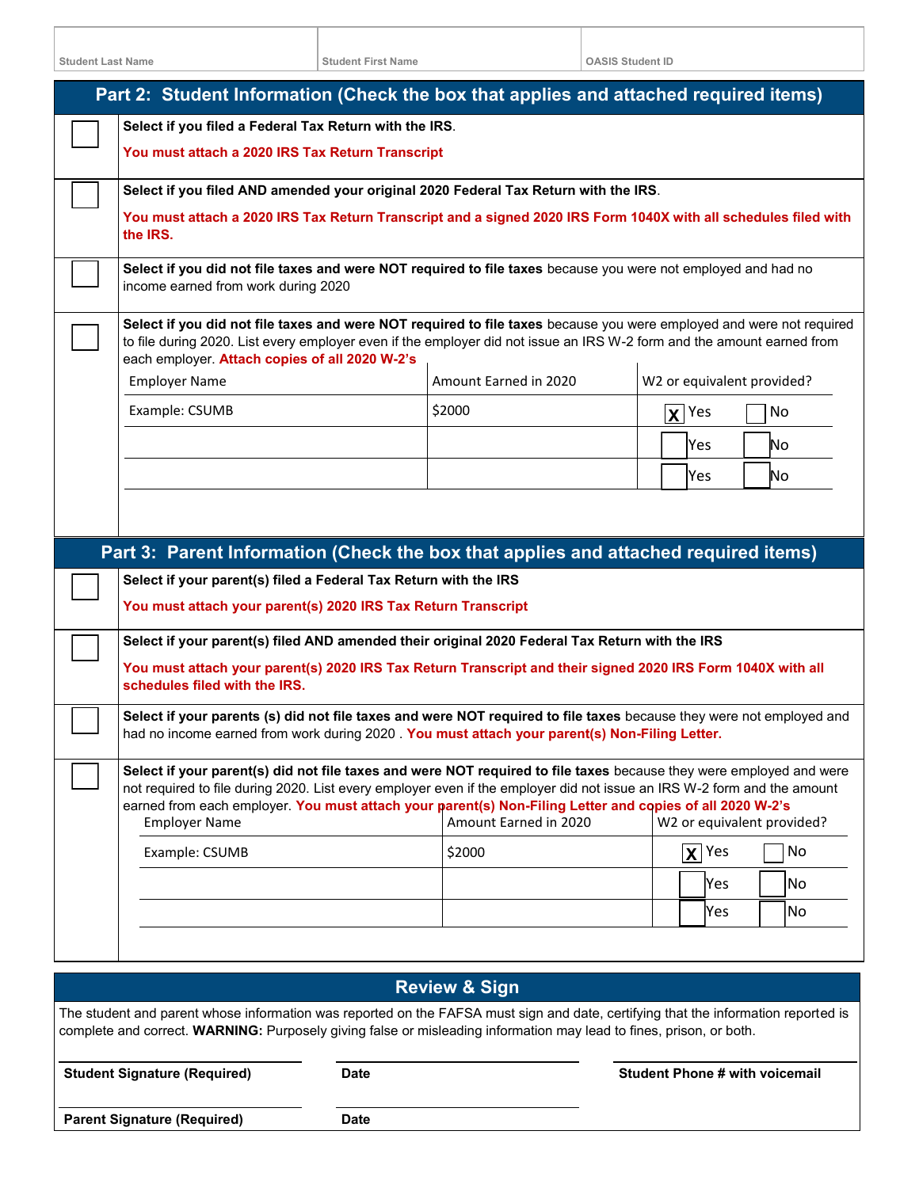| Student Last Name | Student First Name | OASIS Student ID |
|---|---|---|
| | | |

## Part 2: Student Information (Check the box that applies and attached required items)

☐ **Select if you filed a Federal Tax Return with the IRS**.

**You must attach a 2020 IRS Tax Return Transcript**

☐ **Select if you filed AND amended your original 2020 Federal Tax Return with the IRS**.

**You must attach a 2020 IRS Tax Return Transcript and a signed 2020 IRS Form 1040X with all schedules filed with the IRS.**

☐ **Select if you did not file taxes and were NOT required to file taxes** because you were not employed and had no income earned from work during 2020

☐ **Select if you did not file taxes and were NOT required to file taxes** because you were employed and were not required to file during 2020. List every employer even if the employer did not issue an IRS W-2 form and the amount earned from each employer. **Attach copies of all 2020 W-2's**

| Employer Name | Amount Earned in 2020 | W2 or equivalent provided? |
|---|---|---|
| Example: CSUMB | $2000 | ☒ Yes ☐ No |
| | | ☐ Yes ☐ No |
| | | ☐ Yes ☐ No |

## Part 3: Parent Information (Check the box that applies and attached required items)

☐ **Select if your parent(s) filed a Federal Tax Return with the IRS**

**You must attach your parent(s) 2020 IRS Tax Return Transcript**

☐ **Select if your parent(s) filed AND amended their original 2020 Federal Tax Return with the IRS**

**You must attach your parent(s) 2020 IRS Tax Return Transcript and their signed 2020 IRS Form 1040X with all schedules filed with the IRS.**

☐ **Select if your parents (s) did not file taxes and were NOT required to file taxes** because they were not employed and had no income earned from work during 2020 . **You must attach your parent(s) Non-Filing Letter.**

☐ **Select if your parent(s) did not file taxes and were NOT required to file taxes** because they were employed and were not required to file during 2020. List every employer even if the employer did not issue an IRS W-2 form and the amount earned from each employer. **You must attach your parent(s) Non-Filing Letter and copies of all 2020 W-2's**

| Employer Name | Amount Earned in 2020 | W2 or equivalent provided? |
|---|---|---|
| Example: CSUMB | $2000 | ☒ Yes ☐ No |
| | | ☐ Yes ☐ No |
| | | ☐ Yes ☐ No |

## Review & Sign

The student and parent whose information was reported on the FAFSA must sign and date, certifying that the information reported is complete and correct. **WARNING:** Purposely giving false or misleading information may lead to fines, prison, or both.

| | | |
|---|---|---|
| **Student Signature (Required)** | **Date** | **Student Phone # with voicemail** |
| **Parent Signature (Required)** | **Date** | |